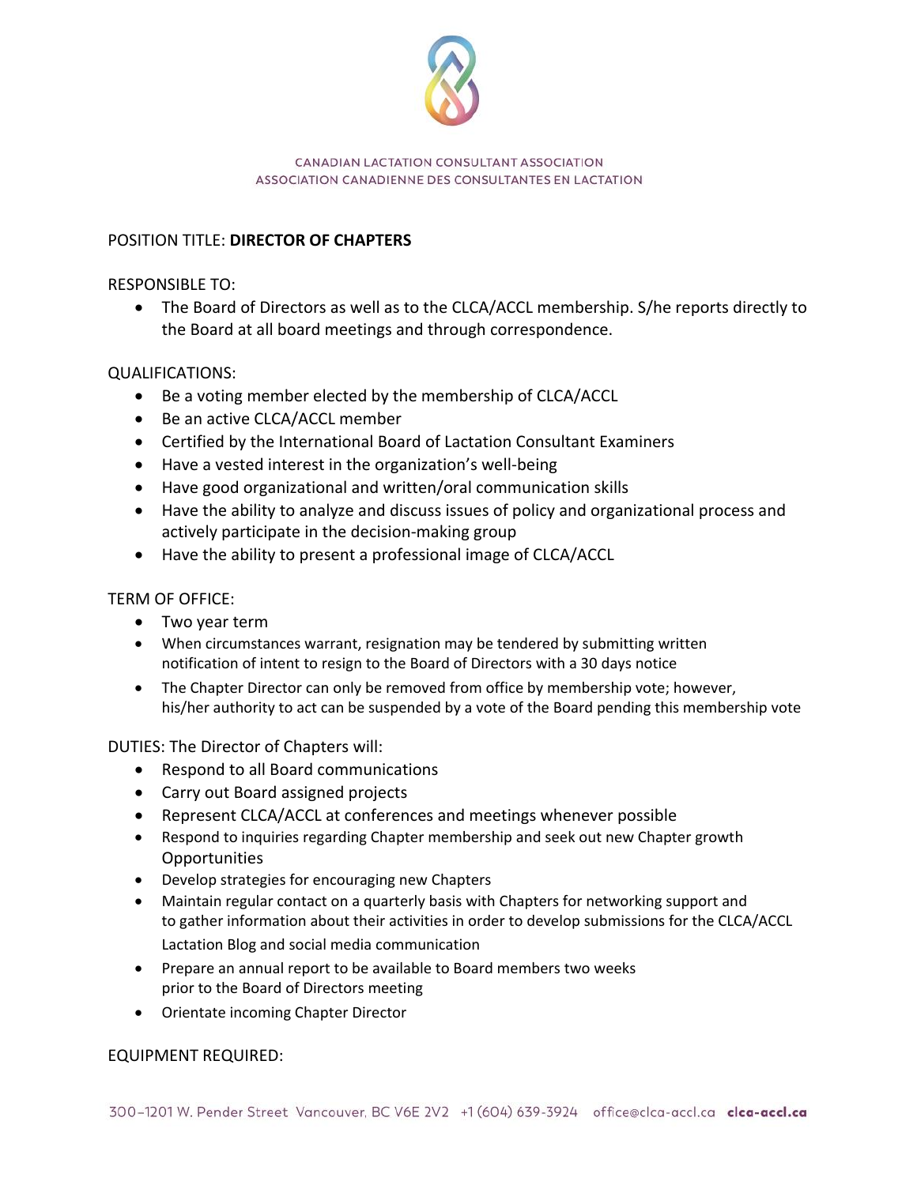CANADIAN LACTATION CONSULTANT ASSOCIATION
ASSOCIATION CANADIENNE DES CONSULTANTES EN LACTATION

POSITION TITLE: **DIRECTOR OF CHAPTERS**

RESPONSIBLE TO:

- The Board of Directors as well as to the CLCA/ACCL membership. S/he reports directly to the Board at all board meetings and through correspondence.

QUALIFICATIONS:

- Be a voting member elected by the membership of CLCA/ACCL
- Be an active CLCA/ACCL member
- Certified by the International Board of Lactation Consultant Examiners
- Have a vested interest in the organization's well-being
- Have good organizational and written/oral communication skills
- Have the ability to analyze and discuss issues of policy and organizational process and actively participate in the decision-making group
- Have the ability to present a professional image of CLCA/ACCL

TERM OF OFFICE:

- Two year term
- When circumstances warrant, resignation may be tendered by submitting written notification of intent to resign to the Board of Directors with a 30 days notice
- The Chapter Director can only be removed from office by membership vote; however, his/her authority to act can be suspended by a vote of the Board pending this membership vote

DUTIES: The Director of Chapters will:

- Respond to all Board communications
- Carry out Board assigned projects
- Represent CLCA/ACCL at conferences and meetings whenever possible
- Respond to inquiries regarding Chapter membership and seek out new Chapter growth Opportunities
- Develop strategies for encouraging new Chapters
- Maintain regular contact on a quarterly basis with Chapters for networking support and to gather information about their activities in order to develop submissions for the CLCA/ACCL Lactation Blog and social media communication
- Prepare an annual report to be available to Board members two weeks prior to the Board of Directors meeting
- Orientate incoming Chapter Director

EQUIPMENT REQUIRED:

300–1201 W. Pender Street Vancouver, BC V6E 2V2 +1 (604) 639-3924 office@clca-accl.ca **clca-accl.ca**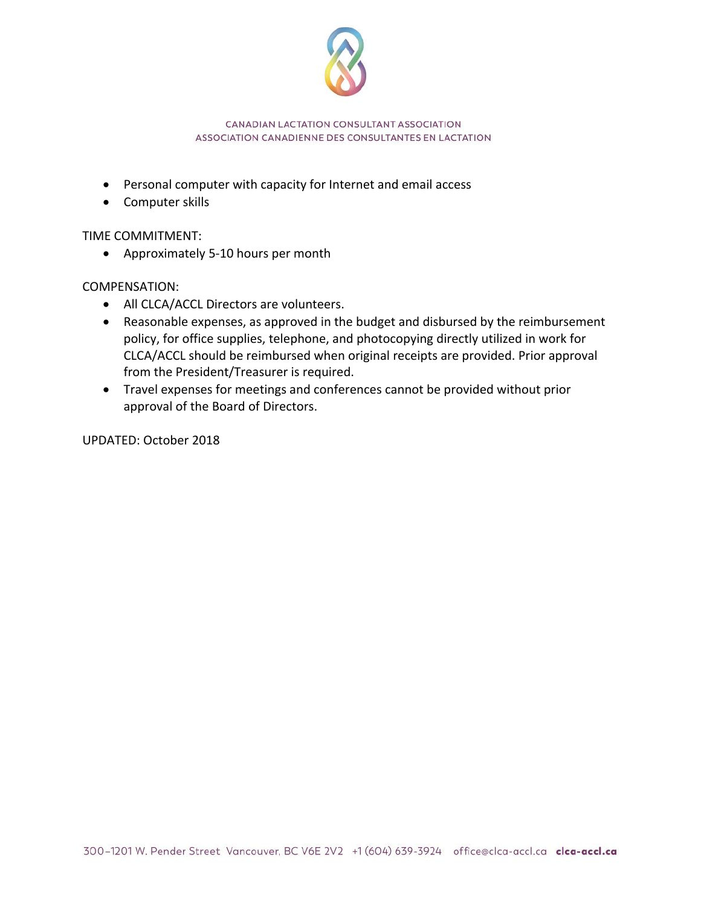- Personal computer with capacity for Internet and email access
- Computer skills

TIME COMMITMENT:

- Approximately 5-10 hours per month

COMPENSATION:

- All CLCA/ACCL Directors are volunteers.
- Reasonable expenses, as approved in the budget and disbursed by the reimbursement policy, for office supplies, telephone, and photocopying directly utilized in work for CLCA/ACCL should be reimbursed when original receipts are provided. Prior approval from the President/Treasurer is required.
- Travel expenses for meetings and conferences cannot be provided without prior approval of the Board of Directors.

UPDATED: October 2018